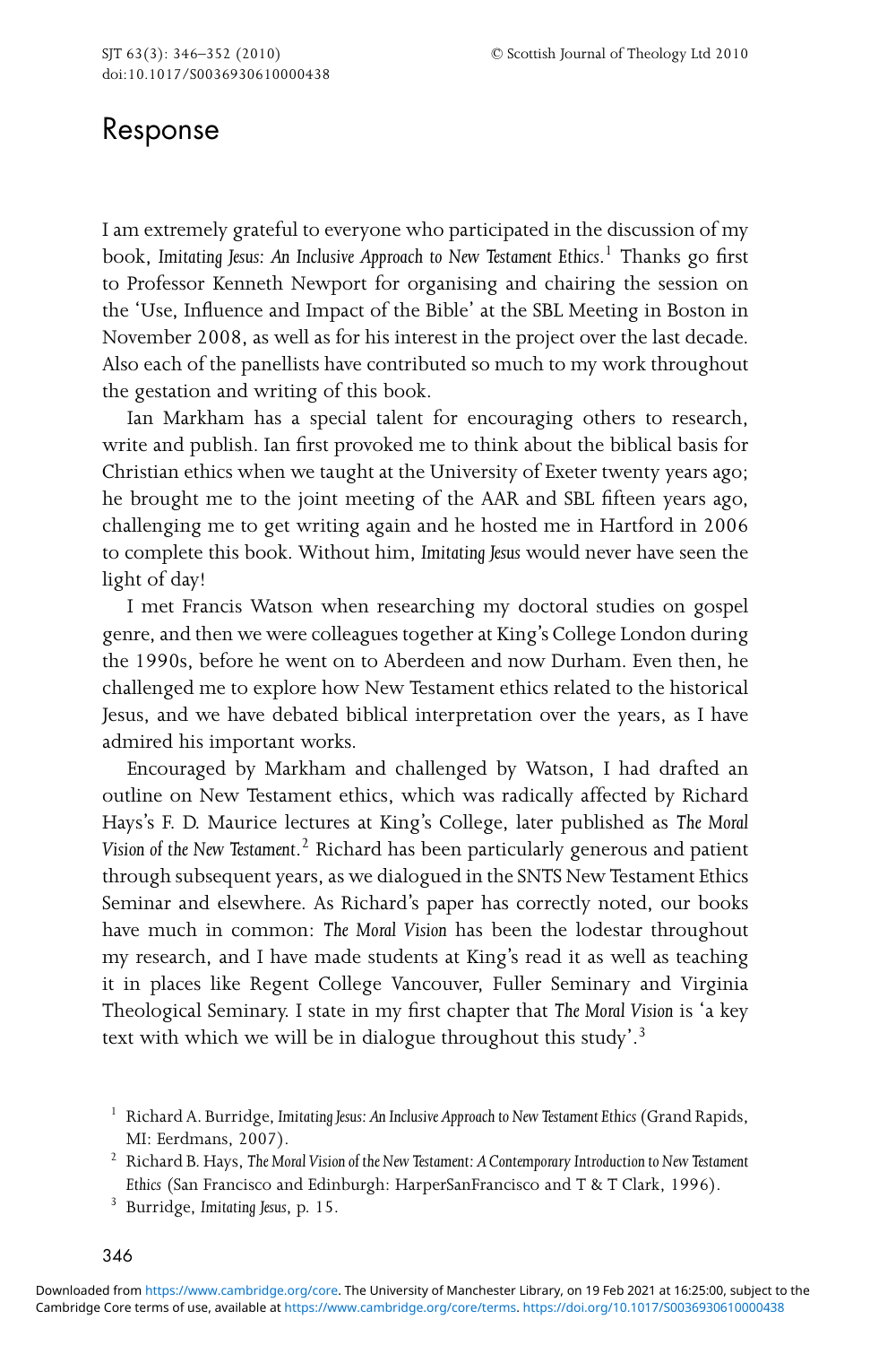# Response

I am extremely grateful to everyone who participated in the discussion of my book, *Imitating Jesus: An Inclusive Approach to New Testament Ethics*.[1] Thanks go first to Professor Kenneth Newport for organising and chairing the session on the 'Use, Influence and Impact of the Bible' at the SBL Meeting in Boston in November 2008, as well as for his interest in the project over the last decade. Also each of the panellists have contributed so much to my work throughout the gestation and writing of this book.

Ian Markham has a special talent for encouraging others to research, write and publish. Ian first provoked me to think about the biblical basis for Christian ethics when we taught at the University of Exeter twenty years ago; he brought me to the joint meeting of the AAR and SBL fifteen years ago, challenging me to get writing again and he hosted me in Hartford in 2006 to complete this book. Without him, *Imitating Jesus* would never have seen the light of day!

I met Francis Watson when researching my doctoral studies on gospel genre, and then we were colleagues together at King's College London during the 1990s, before he went on to Aberdeen and now Durham. Even then, he challenged me to explore how New Testament ethics related to the historical Jesus, and we have debated biblical interpretation over the years, as I have admired his important works.

Encouraged by Markham and challenged by Watson, I had drafted an outline on New Testament ethics, which was radically affected by Richard Hays's F. D. Maurice lectures at King's College, later published as *The Moral Vision of the New Testament*.[2] Richard has been particularly generous and patient through subsequent years, as we dialogued in the SNTS New Testament Ethics Seminar and elsewhere. As Richard's paper has correctly noted, our books have much in common: *The Moral Vision* has been the lodestar throughout my research, and I have made students at King's read it as well as teaching it in places like Regent College Vancouver, Fuller Seminary and Virginia Theological Seminary. I state in my first chapter that *The Moral Vision* is 'a key text with which we will be in dialogue throughout this study'.[3]

[1] Richard A. Burridge, *Imitating Jesus: An Inclusive Approach to New Testament Ethics* (Grand Rapids, MI: Eerdmans, 2007).

[2] Richard B. Hays, *The Moral Vision of the New Testament: A Contemporary Introduction to New Testament Ethics* (San Francisco and Edinburgh: HarperSanFrancisco and T & T Clark, 1996).

[3] Burridge, *Imitating Jesus*, p. 15.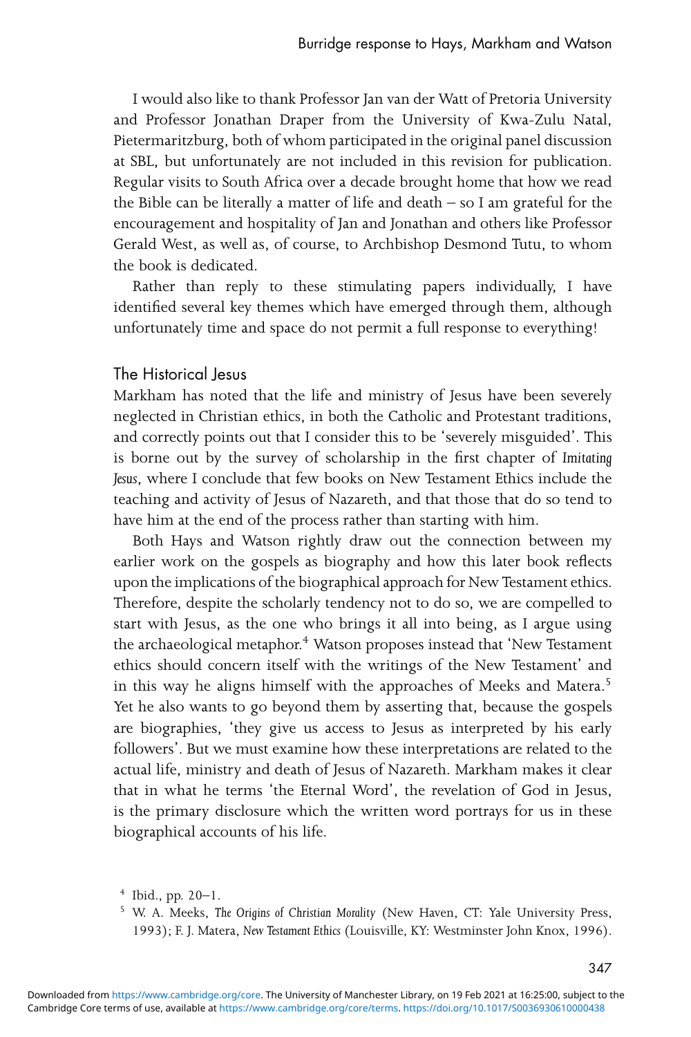I would also like to thank Professor Jan van der Watt of Pretoria University and Professor Jonathan Draper from the University of Kwa-Zulu Natal, Pietermaritzburg, both of whom participated in the original panel discussion at SBL, but unfortunately are not included in this revision for publication. Regular visits to South Africa over a decade brought home that how we read the Bible can be literally a matter of life and death – so I am grateful for the encouragement and hospitality of Jan and Jonathan and others like Professor Gerald West, as well as, of course, to Archbishop Desmond Tutu, to whom the book is dedicated.

Rather than reply to these stimulating papers individually, I have identified several key themes which have emerged through them, although unfortunately time and space do not permit a full response to everything!

## The Historical Jesus

Markham has noted that the life and ministry of Jesus have been severely neglected in Christian ethics, in both the Catholic and Protestant traditions, and correctly points out that I consider this to be 'severely misguided'. This is borne out by the survey of scholarship in the first chapter of *Imitating Jesus*, where I conclude that few books on New Testament Ethics include the teaching and activity of Jesus of Nazareth, and that those that do so tend to have him at the end of the process rather than starting with him.

Both Hays and Watson rightly draw out the connection between my earlier work on the gospels as biography and how this later book reflects upon the implications of the biographical approach for New Testament ethics. Therefore, despite the scholarly tendency not to do so, we are compelled to start with Jesus, as the one who brings it all into being, as I argue using the archaeological metaphor.[4] Watson proposes instead that 'New Testament ethics should concern itself with the writings of the New Testament' and in this way he aligns himself with the approaches of Meeks and Matera.[5] Yet he also wants to go beyond them by asserting that, because the gospels are biographies, 'they give us access to Jesus as interpreted by his early followers'. But we must examine how these interpretations are related to the actual life, ministry and death of Jesus of Nazareth. Markham makes it clear that in what he terms 'the Eternal Word', the revelation of God in Jesus, is the primary disclosure which the written word portrays for us in these biographical accounts of his life.

[4] Ibid., pp. 20–1.

[5] W. A. Meeks, *The Origins of Christian Morality* (New Haven, CT: Yale University Press, 1993); F. J. Matera, *New Testament Ethics* (Louisville, KY: Westminster John Knox, 1996).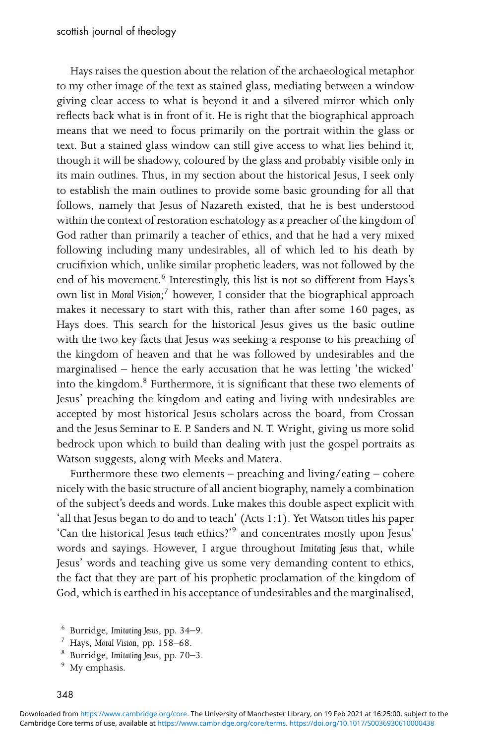Hays raises the question about the relation of the archaeological metaphor to my other image of the text as stained glass, mediating between a window giving clear access to what is beyond it and a silvered mirror which only reflects back what is in front of it. He is right that the biographical approach means that we need to focus primarily on the portrait within the glass or text. But a stained glass window can still give access to what lies behind it, though it will be shadowy, coloured by the glass and probably visible only in its main outlines. Thus, in my section about the historical Jesus, I seek only to establish the main outlines to provide some basic grounding for all that follows, namely that Jesus of Nazareth existed, that he is best understood within the context of restoration eschatology as a preacher of the kingdom of God rather than primarily a teacher of ethics, and that he had a very mixed following including many undesirables, all of which led to his death by crucifixion which, unlike similar prophetic leaders, was not followed by the end of his movement.[6] Interestingly, this list is not so different from Hays's own list in *Moral Vision*;[7] however, I consider that the biographical approach makes it necessary to start with this, rather than after some 160 pages, as Hays does. This search for the historical Jesus gives us the basic outline with the two key facts that Jesus was seeking a response to his preaching of the kingdom of heaven and that he was followed by undesirables and the marginalised – hence the early accusation that he was letting 'the wicked' into the kingdom.[8] Furthermore, it is significant that these two elements of Jesus' preaching the kingdom and eating and living with undesirables are accepted by most historical Jesus scholars across the board, from Crossan and the Jesus Seminar to E. P. Sanders and N. T. Wright, giving us more solid bedrock upon which to build than dealing with just the gospel portraits as Watson suggests, along with Meeks and Matera.

Furthermore these two elements – preaching and living/eating – cohere nicely with the basic structure of all ancient biography, namely a combination of the subject's deeds and words. Luke makes this double aspect explicit with 'all that Jesus began to do and to teach' (Acts 1:1). Yet Watson titles his paper 'Can the historical Jesus *teach* ethics?'[9] and concentrates mostly upon Jesus' words and sayings. However, I argue throughout *Imitating Jesus* that, while Jesus' words and teaching give us some very demanding content to ethics, the fact that they are part of his prophetic proclamation of the kingdom of God, which is earthed in his acceptance of undesirables and the marginalised,

[6] Burridge, *Imitating Jesus*, pp. 34–9.

[7] Hays, *Moral Vision*, pp. 158–68.

[8] Burridge, *Imitating Jesus*, pp. 70–3.

[9] My emphasis.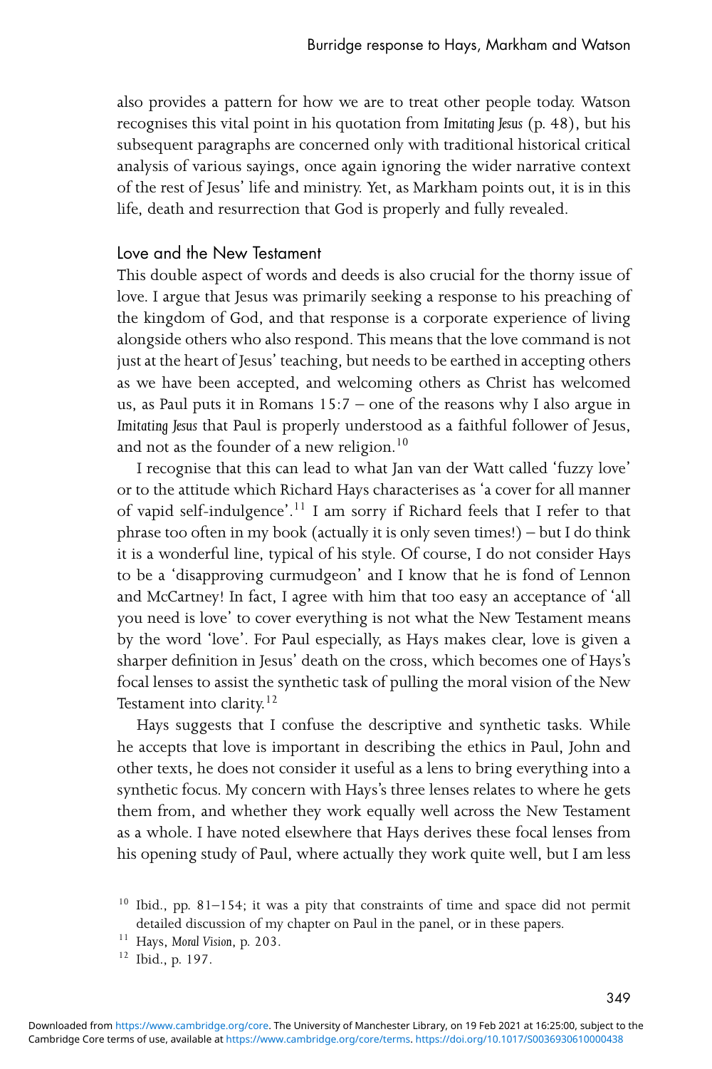also provides a pattern for how we are to treat other people today. Watson recognises this vital point in his quotation from *Imitating Jesus* (p. 48), but his subsequent paragraphs are concerned only with traditional historical critical analysis of various sayings, once again ignoring the wider narrative context of the rest of Jesus' life and ministry. Yet, as Markham points out, it is in this life, death and resurrection that God is properly and fully revealed.

## Love and the New Testament

This double aspect of words and deeds is also crucial for the thorny issue of love. I argue that Jesus was primarily seeking a response to his preaching of the kingdom of God, and that response is a corporate experience of living alongside others who also respond. This means that the love command is not just at the heart of Jesus' teaching, but needs to be earthed in accepting others as we have been accepted, and welcoming others as Christ has welcomed us, as Paul puts it in Romans 15:7 – one of the reasons why I also argue in *Imitating Jesus* that Paul is properly understood as a faithful follower of Jesus, and not as the founder of a new religion.[10]

I recognise that this can lead to what Jan van der Watt called 'fuzzy love' or to the attitude which Richard Hays characterises as 'a cover for all manner of vapid self-indulgence'.[11] I am sorry if Richard feels that I refer to that phrase too often in my book (actually it is only seven times!) – but I do think it is a wonderful line, typical of his style. Of course, I do not consider Hays to be a 'disapproving curmudgeon' and I know that he is fond of Lennon and McCartney! In fact, I agree with him that too easy an acceptance of 'all you need is love' to cover everything is not what the New Testament means by the word 'love'. For Paul especially, as Hays makes clear, love is given a sharper definition in Jesus' death on the cross, which becomes one of Hays's focal lenses to assist the synthetic task of pulling the moral vision of the New Testament into clarity.[12]

Hays suggests that I confuse the descriptive and synthetic tasks. While he accepts that love is important in describing the ethics in Paul, John and other texts, he does not consider it useful as a lens to bring everything into a synthetic focus. My concern with Hays's three lenses relates to where he gets them from, and whether they work equally well across the New Testament as a whole. I have noted elsewhere that Hays derives these focal lenses from his opening study of Paul, where actually they work quite well, but I am less

[10] Ibid., pp. 81–154; it was a pity that constraints of time and space did not permit detailed discussion of my chapter on Paul in the panel, or in these papers.

[11] Hays, *Moral Vision*, p. 203.

[12] Ibid., p. 197.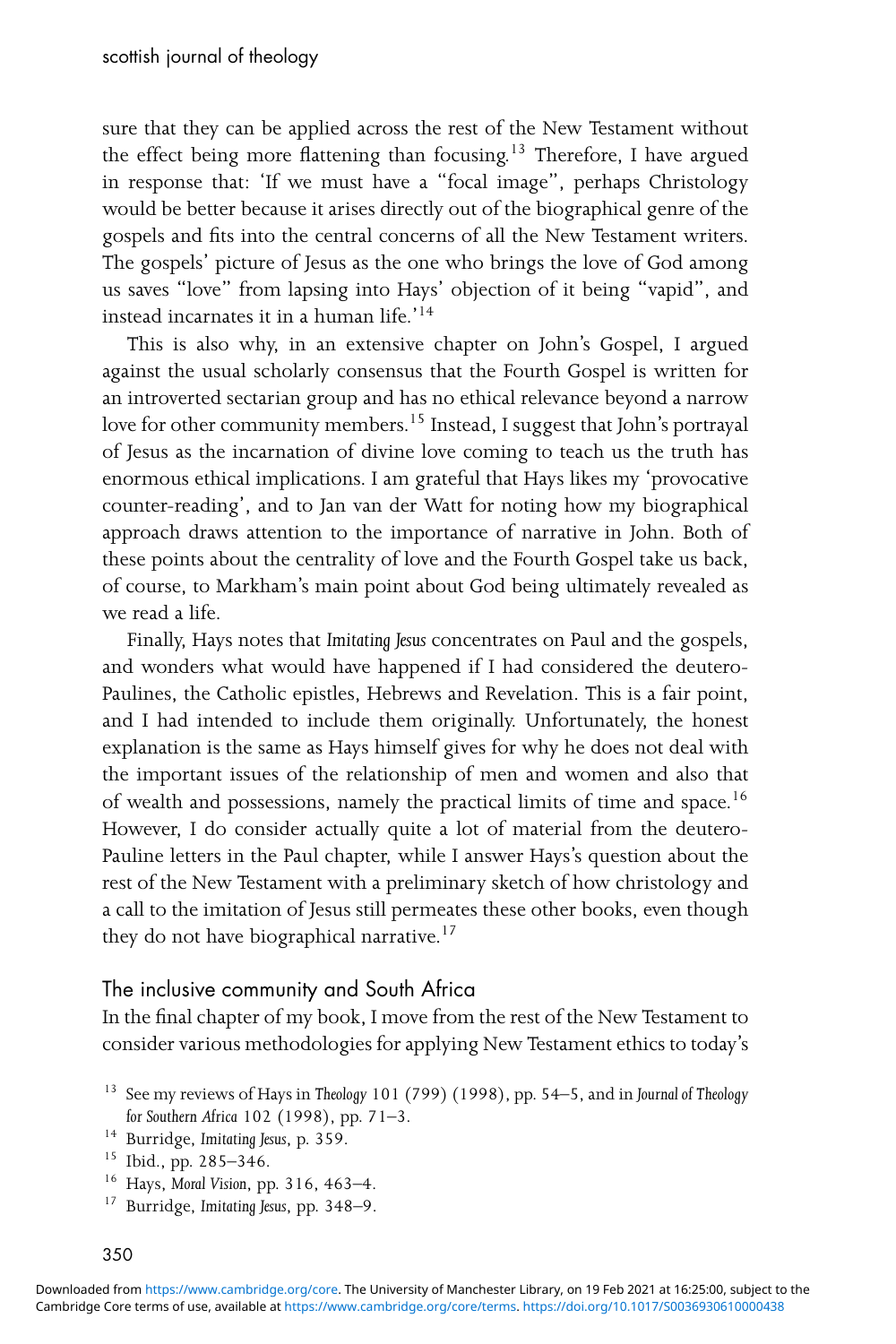sure that they can be applied across the rest of the New Testament without the effect being more flattening than focusing.[13] Therefore, I have argued in response that: 'If we must have a "focal image", perhaps Christology would be better because it arises directly out of the biographical genre of the gospels and fits into the central concerns of all the New Testament writers. The gospels' picture of Jesus as the one who brings the love of God among us saves "love" from lapsing into Hays' objection of it being "vapid", and instead incarnates it in a human life.'[14]

This is also why, in an extensive chapter on John's Gospel, I argued against the usual scholarly consensus that the Fourth Gospel is written for an introverted sectarian group and has no ethical relevance beyond a narrow love for other community members.[15] Instead, I suggest that John's portrayal of Jesus as the incarnation of divine love coming to teach us the truth has enormous ethical implications. I am grateful that Hays likes my 'provocative counter-reading', and to Jan van der Watt for noting how my biographical approach draws attention to the importance of narrative in John. Both of these points about the centrality of love and the Fourth Gospel take us back, of course, to Markham's main point about God being ultimately revealed as we read a life.

Finally, Hays notes that *Imitating Jesus* concentrates on Paul and the gospels, and wonders what would have happened if I had considered the deutero-Paulines, the Catholic epistles, Hebrews and Revelation. This is a fair point, and I had intended to include them originally. Unfortunately, the honest explanation is the same as Hays himself gives for why he does not deal with the important issues of the relationship of men and women and also that of wealth and possessions, namely the practical limits of time and space.[16] However, I do consider actually quite a lot of material from the deutero-Pauline letters in the Paul chapter, while I answer Hays's question about the rest of the New Testament with a preliminary sketch of how christology and a call to the imitation of Jesus still permeates these other books, even though they do not have biographical narrative.[17]

## The inclusive community and South Africa

In the final chapter of my book, I move from the rest of the New Testament to consider various methodologies for applying New Testament ethics to today's

[13] See my reviews of Hays in *Theology* 101 (799) (1998), pp. 54–5, and in *Journal of Theology for Southern Africa* 102 (1998), pp. 71–3.

[14] Burridge, *Imitating Jesus*, p. 359.

[15] Ibid., pp. 285–346.

[16] Hays, *Moral Vision*, pp. 316, 463–4.

[17] Burridge, *Imitating Jesus*, pp. 348–9.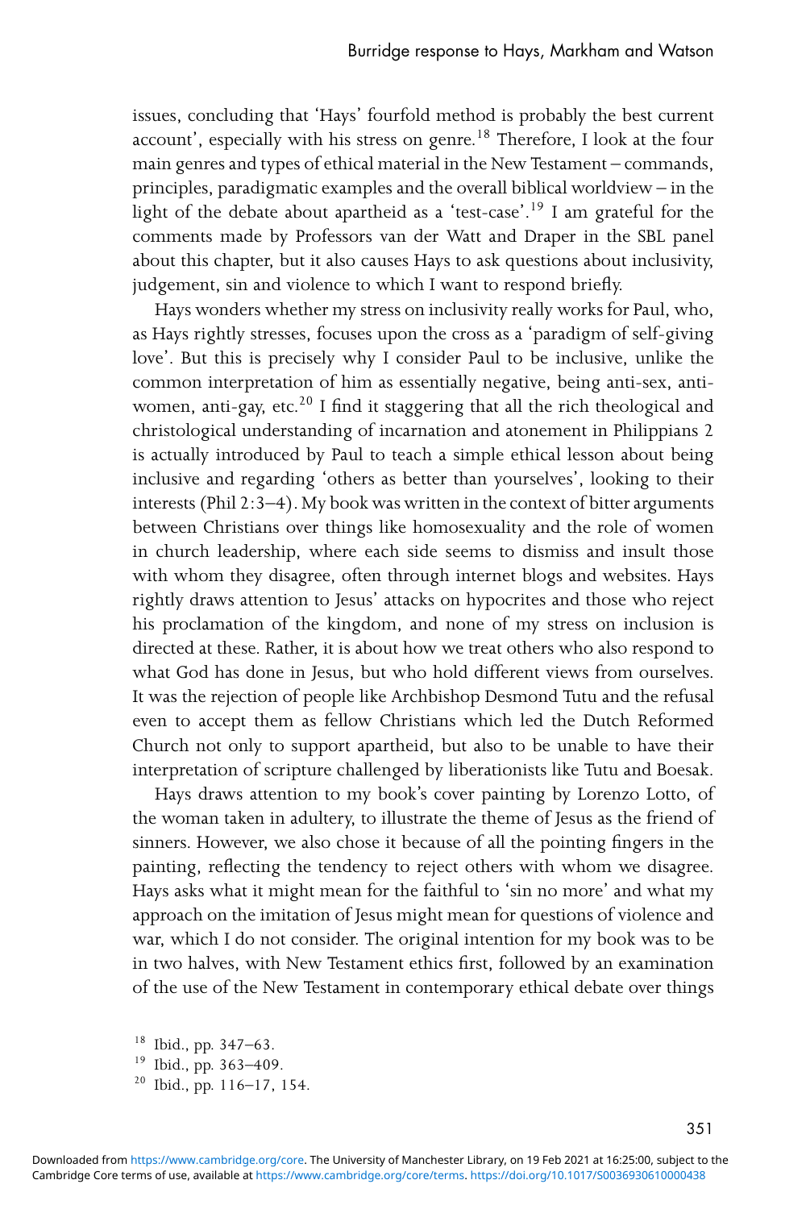issues, concluding that 'Hays' fourfold method is probably the best current account', especially with his stress on genre.[18] Therefore, I look at the four main genres and types of ethical material in the New Testament – commands, principles, paradigmatic examples and the overall biblical worldview – in the light of the debate about apartheid as a 'test-case'.[19] I am grateful for the comments made by Professors van der Watt and Draper in the SBL panel about this chapter, but it also causes Hays to ask questions about inclusivity, judgement, sin and violence to which I want to respond briefly.

Hays wonders whether my stress on inclusivity really works for Paul, who, as Hays rightly stresses, focuses upon the cross as a 'paradigm of self-giving love'. But this is precisely why I consider Paul to be inclusive, unlike the common interpretation of him as essentially negative, being anti-sex, anti-women, anti-gay, etc.[20] I find it staggering that all the rich theological and christological understanding of incarnation and atonement in Philippians 2 is actually introduced by Paul to teach a simple ethical lesson about being inclusive and regarding 'others as better than yourselves', looking to their interests (Phil 2:3–4). My book was written in the context of bitter arguments between Christians over things like homosexuality and the role of women in church leadership, where each side seems to dismiss and insult those with whom they disagree, often through internet blogs and websites. Hays rightly draws attention to Jesus' attacks on hypocrites and those who reject his proclamation of the kingdom, and none of my stress on inclusion is directed at these. Rather, it is about how we treat others who also respond to what God has done in Jesus, but who hold different views from ourselves. It was the rejection of people like Archbishop Desmond Tutu and the refusal even to accept them as fellow Christians which led the Dutch Reformed Church not only to support apartheid, but also to be unable to have their interpretation of scripture challenged by liberationists like Tutu and Boesak.

Hays draws attention to my book's cover painting by Lorenzo Lotto, of the woman taken in adultery, to illustrate the theme of Jesus as the friend of sinners. However, we also chose it because of all the pointing fingers in the painting, reflecting the tendency to reject others with whom we disagree. Hays asks what it might mean for the faithful to 'sin no more' and what my approach on the imitation of Jesus might mean for questions of violence and war, which I do not consider. The original intention for my book was to be in two halves, with New Testament ethics first, followed by an examination of the use of the New Testament in contemporary ethical debate over things

[18] Ibid., pp. 347–63.

[19] Ibid., pp. 363–409.

[20] Ibid., pp. 116–17, 154.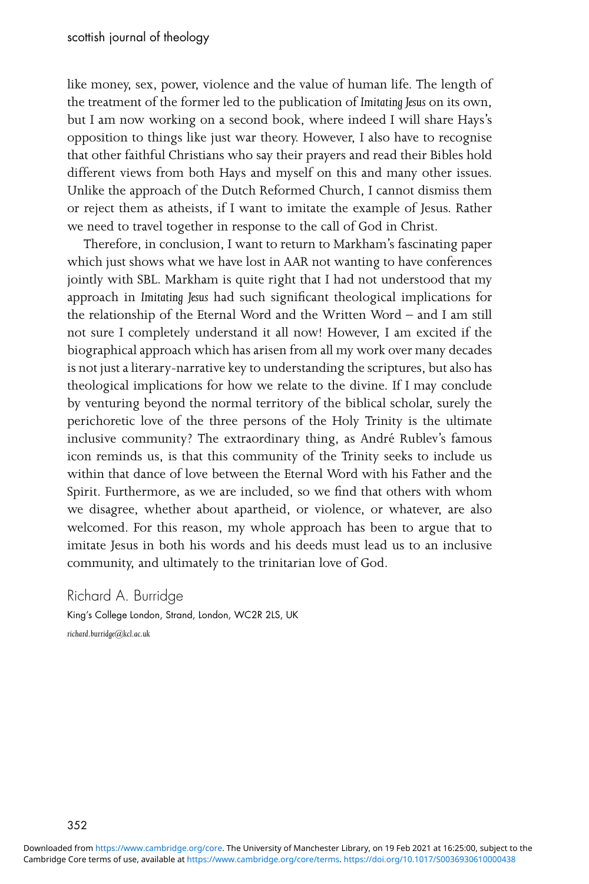like money, sex, power, violence and the value of human life. The length of the treatment of the former led to the publication of *Imitating Jesus* on its own, but I am now working on a second book, where indeed I will share Hays's opposition to things like just war theory. However, I also have to recognise that other faithful Christians who say their prayers and read their Bibles hold different views from both Hays and myself on this and many other issues. Unlike the approach of the Dutch Reformed Church, I cannot dismiss them or reject them as atheists, if I want to imitate the example of Jesus. Rather we need to travel together in response to the call of God in Christ.

Therefore, in conclusion, I want to return to Markham's fascinating paper which just shows what we have lost in AAR not wanting to have conferences jointly with SBL. Markham is quite right that I had not understood that my approach in *Imitating Jesus* had such significant theological implications for the relationship of the Eternal Word and the Written Word – and I am still not sure I completely understand it all now! However, I am excited if the biographical approach which has arisen from all my work over many decades is not just a literary-narrative key to understanding the scriptures, but also has theological implications for how we relate to the divine. If I may conclude by venturing beyond the normal territory of the biblical scholar, surely the perichoretic love of the three persons of the Holy Trinity is the ultimate inclusive community? The extraordinary thing, as André Rublev's famous icon reminds us, is that this community of the Trinity seeks to include us within that dance of love between the Eternal Word with his Father and the Spirit. Furthermore, as we are included, so we find that others with whom we disagree, whether about apartheid, or violence, or whatever, are also welcomed. For this reason, my whole approach has been to argue that to imitate Jesus in both his words and his deeds must lead us to an inclusive community, and ultimately to the trinitarian love of God.

Richard A. Burridge

King's College London, Strand, London, WC2R 2LS, UK

*richard.burridge@kcl.ac.uk*